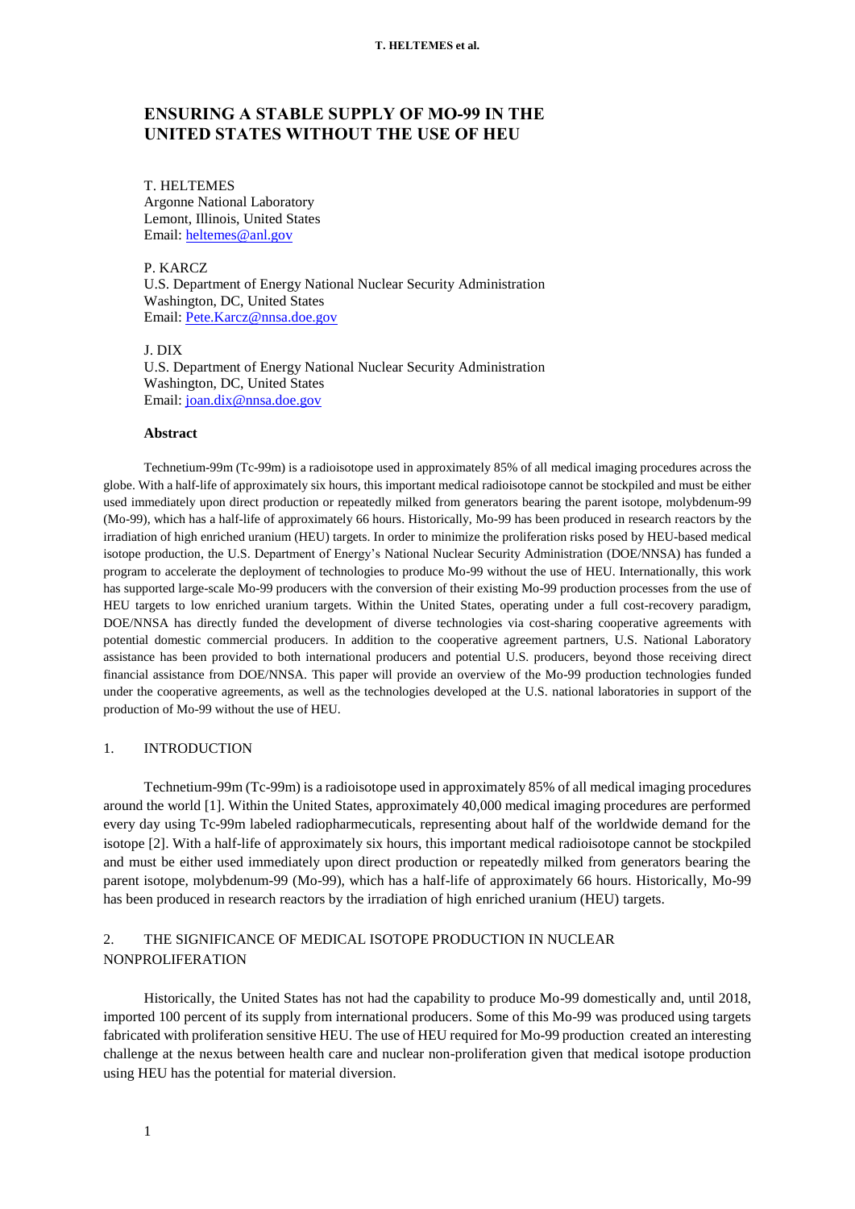# ENSURING A STABLE SUPPLY OF MO-99 IN THE UNITED STATES WITHOUT THE USE OF HEU

T. HELTEMES
Argonne National Laboratory
Lemont, Illinois, United States
Email: heltemes@anl.gov

P. KARCZ
U.S. Department of Energy National Nuclear Security Administration
Washington, DC, United States
Email: Pete.Karcz@nnsa.doe.gov

J. DIX
U.S. Department of Energy National Nuclear Security Administration
Washington, DC, United States
Email: joan.dix@nnsa.doe.gov

**Abstract**

Technetium-99m (Tc-99m) is a radioisotope used in approximately 85% of all medical imaging procedures across the globe. With a half-life of approximately six hours, this important medical radioisotope cannot be stockpiled and must be either used immediately upon direct production or repeatedly milked from generators bearing the parent isotope, molybdenum-99 (Mo-99), which has a half-life of approximately 66 hours. Historically, Mo-99 has been produced in research reactors by the irradiation of high enriched uranium (HEU) targets. In order to minimize the proliferation risks posed by HEU-based medical isotope production, the U.S. Department of Energy's National Nuclear Security Administration (DOE/NNSA) has funded a program to accelerate the deployment of technologies to produce Mo-99 without the use of HEU. Internationally, this work has supported large-scale Mo-99 producers with the conversion of their existing Mo-99 production processes from the use of HEU targets to low enriched uranium targets. Within the United States, operating under a full cost-recovery paradigm, DOE/NNSA has directly funded the development of diverse technologies via cost-sharing cooperative agreements with potential domestic commercial producers. In addition to the cooperative agreement partners, U.S. National Laboratory assistance has been provided to both international producers and potential U.S. producers, beyond those receiving direct financial assistance from DOE/NNSA. This paper will provide an overview of the Mo-99 production technologies funded under the cooperative agreements, as well as the technologies developed at the U.S. national laboratories in support of the production of Mo-99 without the use of HEU.

## 1. INTRODUCTION

Technetium-99m (Tc-99m) is a radioisotope used in approximately 85% of all medical imaging procedures around the world [1]. Within the United States, approximately 40,000 medical imaging procedures are performed every day using Tc-99m labeled radiopharmecuticals, representing about half of the worldwide demand for the isotope [2]. With a half-life of approximately six hours, this important medical radioisotope cannot be stockpiled and must be either used immediately upon direct production or repeatedly milked from generators bearing the parent isotope, molybdenum-99 (Mo-99), which has a half-life of approximately 66 hours. Historically, Mo-99 has been produced in research reactors by the irradiation of high enriched uranium (HEU) targets.

## 2. THE SIGNIFICANCE OF MEDICAL ISOTOPE PRODUCTION IN NUCLEAR NONPROLIFERATION

Historically, the United States has not had the capability to produce Mo-99 domestically and, until 2018, imported 100 percent of its supply from international producers. Some of this Mo-99 was produced using targets fabricated with proliferation sensitive HEU. The use of HEU required for Mo-99 production created an interesting challenge at the nexus between health care and nuclear non-proliferation given that medical isotope production using HEU has the potential for material diversion.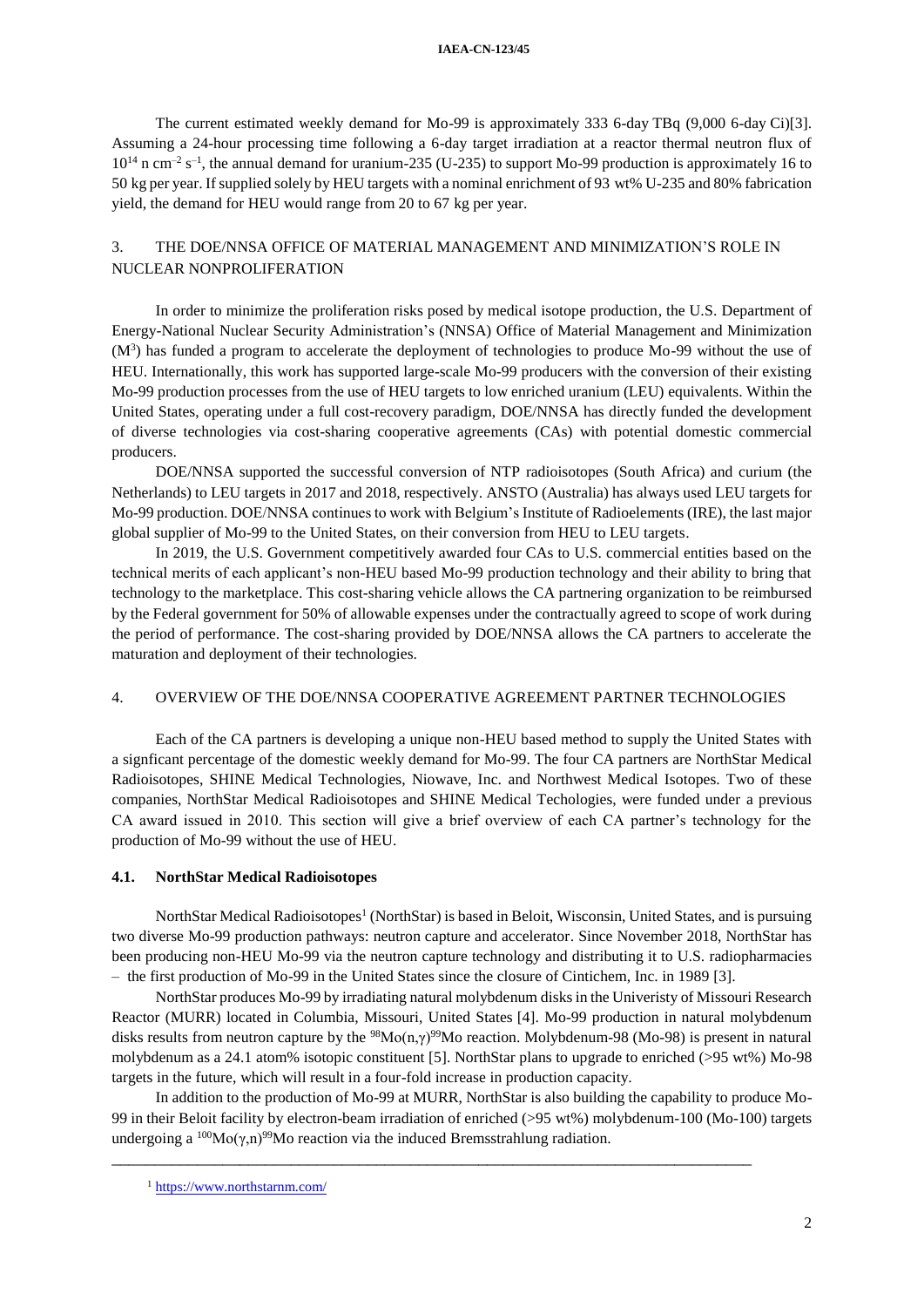The current estimated weekly demand for Mo-99 is approximately 333 6-day TBq (9,000 6-day Ci)[3]. Assuming a 24-hour processing time following a 6-day target irradiation at a reactor thermal neutron flux of $10^{14}$ n cm$^{-2}$ s$^{-1}$, the annual demand for uranium-235 (U-235) to support Mo-99 production is approximately 16 to 50 kg per year. If supplied solely by HEU targets with a nominal enrichment of 93 wt% U-235 and 80% fabrication yield, the demand for HEU would range from 20 to 67 kg per year.

## 3. THE DOE/NNSA OFFICE OF MATERIAL MANAGEMENT AND MINIMIZATION'S ROLE IN NUCLEAR NONPROLIFERATION

In order to minimize the proliferation risks posed by medical isotope production, the U.S. Department of Energy-National Nuclear Security Administration's (NNSA) Office of Material Management and Minimization (M$^3$) has funded a program to accelerate the deployment of technologies to produce Mo-99 without the use of HEU. Internationally, this work has supported large-scale Mo-99 producers with the conversion of their existing Mo-99 production processes from the use of HEU targets to low enriched uranium (LEU) equivalents. Within the United States, operating under a full cost-recovery paradigm, DOE/NNSA has directly funded the development of diverse technologies via cost-sharing cooperative agreements (CAs) with potential domestic commercial producers.

DOE/NNSA supported the successful conversion of NTP radioisotopes (South Africa) and curium (the Netherlands) to LEU targets in 2017 and 2018, respectively. ANSTO (Australia) has always used LEU targets for Mo-99 production. DOE/NNSA continues to work with Belgium's Institute of Radioelements (IRE), the last major global supplier of Mo-99 to the United States, on their conversion from HEU to LEU targets.

In 2019, the U.S. Government competitively awarded four CAs to U.S. commercial entities based on the technical merits of each applicant's non-HEU based Mo-99 production technology and their ability to bring that technology to the marketplace. This cost-sharing vehicle allows the CA partnering organization to be reimbursed by the Federal government for 50% of allowable expenses under the contractually agreed to scope of work during the period of performance. The cost-sharing provided by DOE/NNSA allows the CA partners to accelerate the maturation and deployment of their technologies.

## 4. OVERVIEW OF THE DOE/NNSA COOPERATIVE AGREEMENT PARTNER TECHNOLOGIES

Each of the CA partners is developing a unique non-HEU based method to supply the United States with a signficant percentage of the domestic weekly demand for Mo-99. The four CA partners are NorthStar Medical Radioisotopes, SHINE Medical Technologies, Niowave, Inc. and Northwest Medical Isotopes. Two of these companies, NorthStar Medical Radioisotopes and SHINE Medical Techologies, were funded under a previous CA award issued in 2010. This section will give a brief overview of each CA partner's technology for the production of Mo-99 without the use of HEU.

### 4.1. NorthStar Medical Radioisotopes

NorthStar Medical Radioisotopes[1] (NorthStar) is based in Beloit, Wisconsin, United States, and is pursuing two diverse Mo-99 production pathways: neutron capture and accelerator. Since November 2018, NorthStar has been producing non-HEU Mo-99 via the neutron capture technology and distributing it to U.S. radiopharmacies – the first production of Mo-99 in the United States since the closure of Cintichem, Inc. in 1989 [3].

NorthStar produces Mo-99 by irradiating natural molybdenum disks in the Univeristy of Missouri Research Reactor (MURR) located in Columbia, Missouri, United States [4]. Mo-99 production in natural molybdenum disks results from neutron capture by the $^{98}$Mo(n,$\gamma$)$^{99}$Mo reaction. Molybdenum-98 (Mo-98) is present in natural molybdenum as a 24.1 atom% isotopic constituent [5]. NorthStar plans to upgrade to enriched (>95 wt%) Mo-98 targets in the future, which will result in a four-fold increase in production capacity.

In addition to the production of Mo-99 at MURR, NorthStar is also building the capability to produce Mo-99 in their Beloit facility by electron-beam irradiation of enriched (>95 wt%) molybdenum-100 (Mo-100) targets undergoing a $^{100}$Mo($\gamma$,n)$^{99}$Mo reaction via the induced Bremsstrahlung radiation.

---

[1] https://www.northstarnm.com/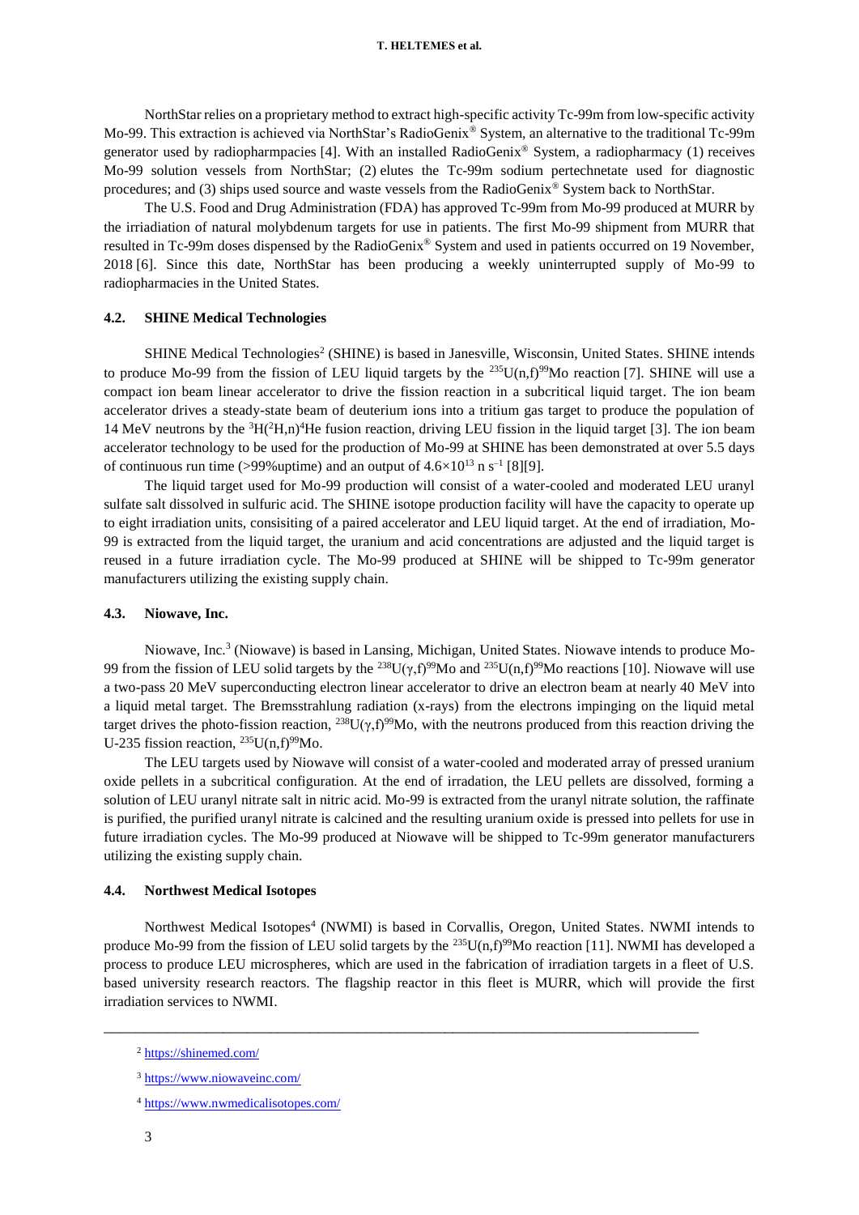NorthStar relies on a proprietary method to extract high-specific activity Tc-99m from low-specific activity Mo-99. This extraction is achieved via NorthStar's RadioGenix® System, an alternative to the traditional Tc-99m generator used by radiopharmpacies [4]. With an installed RadioGenix® System, a radiopharmacy (1) receives Mo-99 solution vessels from NorthStar; (2) elutes the Tc-99m sodium pertechnetate used for diagnostic procedures; and (3) ships used source and waste vessels from the RadioGenix® System back to NorthStar.

The U.S. Food and Drug Administration (FDA) has approved Tc-99m from Mo-99 produced at MURR by the irriadiation of natural molybdenum targets for use in patients. The first Mo-99 shipment from MURR that resulted in Tc-99m doses dispensed by the RadioGenix® System and used in patients occurred on 19 November, 2018 [6]. Since this date, NorthStar has been producing a weekly uninterrupted supply of Mo-99 to radiopharmacies in the United States.

### 4.2. SHINE Medical Technologies

SHINE Medical Technologies[2] (SHINE) is based in Janesville, Wisconsin, United States. SHINE intends to produce Mo-99 from the fission of LEU liquid targets by the $^{235}$U(n,f)$^{99}$Mo reaction [7]. SHINE will use a compact ion beam linear accelerator to drive the fission reaction in a subcritical liquid target. The ion beam accelerator drives a steady-state beam of deuterium ions into a tritium gas target to produce the population of 14 MeV neutrons by the $^{3}$H($^{2}$H,n)$^{4}$He fusion reaction, driving LEU fission in the liquid target [3]. The ion beam accelerator technology to be used for the production of Mo-99 at SHINE has been demonstrated at over 5.5 days of continuous run time (>99%uptime) and an output of $4.6\times10^{13}$ n s$^{-1}$ [8][9].

The liquid target used for Mo-99 production will consist of a water-cooled and moderated LEU uranyl sulfate salt dissolved in sulfuric acid. The SHINE isotope production facility will have the capacity to operate up to eight irradiation units, consisiting of a paired accelerator and LEU liquid target. At the end of irradiation, Mo-99 is extracted from the liquid target, the uranium and acid concentrations are adjusted and the liquid target is reused in a future irradiation cycle. The Mo-99 produced at SHINE will be shipped to Tc-99m generator manufacturers utilizing the existing supply chain.

### 4.3. Niowave, Inc.

Niowave, Inc.[3] (Niowave) is based in Lansing, Michigan, United States. Niowave intends to produce Mo-99 from the fission of LEU solid targets by the $^{238}$U(γ,f)$^{99}$Mo and $^{235}$U(n,f)$^{99}$Mo reactions [10]. Niowave will use a two-pass 20 MeV superconducting electron linear accelerator to drive an electron beam at nearly 40 MeV into a liquid metal target. The Bremsstrahlung radiation (x-rays) from the electrons impinging on the liquid metal target drives the photo-fission reaction, $^{238}$U(γ,f)$^{99}$Mo, with the neutrons produced from this reaction driving the U-235 fission reaction, $^{235}$U(n,f)$^{99}$Mo.

The LEU targets used by Niowave will consist of a water-cooled and moderated array of pressed uranium oxide pellets in a subcritical configuration. At the end of irradation, the LEU pellets are dissolved, forming a solution of LEU uranyl nitrate salt in nitric acid. Mo-99 is extracted from the uranyl nitrate solution, the raffinate is purified, the purified uranyl nitrate is calcined and the resulting uranium oxide is pressed into pellets for use in future irradiation cycles. The Mo-99 produced at Niowave will be shipped to Tc-99m generator manufacturers utilizing the existing supply chain.

### 4.4. Northwest Medical Isotopes

Northwest Medical Isotopes[4] (NWMI) is based in Corvallis, Oregon, United States. NWMI intends to produce Mo-99 from the fission of LEU solid targets by the $^{235}$U(n,f)$^{99}$Mo reaction [11]. NWMI has developed a process to produce LEU microspheres, which are used in the fabrication of irradiation targets in a fleet of U.S. based university research reactors. The flagship reactor in this fleet is MURR, which will provide the first irradiation services to NWMI.

---

[2] https://shinemed.com/

[3] https://www.niowaveinc.com/

[4] https://www.nwmedicalisotopes.com/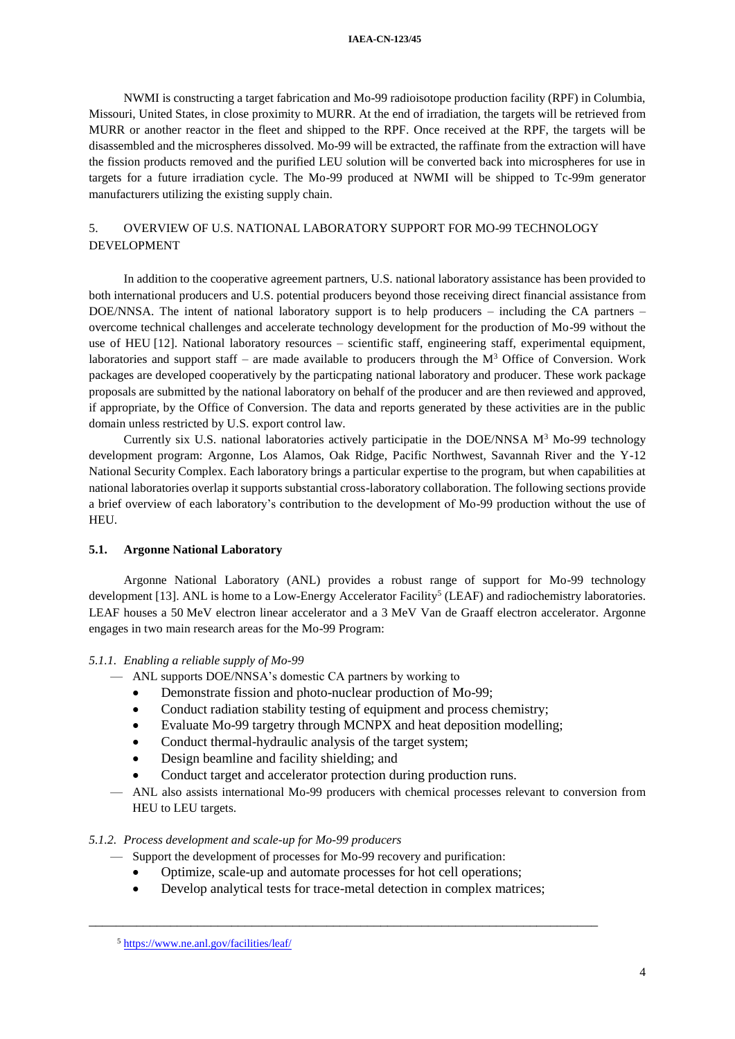NWMI is constructing a target fabrication and Mo-99 radioisotope production facility (RPF) in Columbia, Missouri, United States, in close proximity to MURR. At the end of irradiation, the targets will be retrieved from MURR or another reactor in the fleet and shipped to the RPF. Once received at the RPF, the targets will be disassembled and the microspheres dissolved. Mo-99 will be extracted, the raffinate from the extraction will have the fission products removed and the purified LEU solution will be converted back into microspheres for use in targets for a future irradiation cycle. The Mo-99 produced at NWMI will be shipped to Tc-99m generator manufacturers utilizing the existing supply chain.

## 5. OVERVIEW OF U.S. NATIONAL LABORATORY SUPPORT FOR MO-99 TECHNOLOGY DEVELOPMENT

In addition to the cooperative agreement partners, U.S. national laboratory assistance has been provided to both international producers and U.S. potential producers beyond those receiving direct financial assistance from DOE/NNSA. The intent of national laboratory support is to help producers – including the CA partners – overcome technical challenges and accelerate technology development for the production of Mo-99 without the use of HEU [12]. National laboratory resources – scientific staff, engineering staff, experimental equipment, laboratories and support staff – are made available to producers through the $M^3$ Office of Conversion. Work packages are developed cooperatively by the particpating national laboratory and producer. These work package proposals are submitted by the national laboratory on behalf of the producer and are then reviewed and approved, if appropriate, by the Office of Conversion. The data and reports generated by these activities are in the public domain unless restricted by U.S. export control law.

Currently six U.S. national laboratories actively participatie in the DOE/NNSA $M^3$ Mo-99 technology development program: Argonne, Los Alamos, Oak Ridge, Pacific Northwest, Savannah River and the Y-12 National Security Complex. Each laboratory brings a particular expertise to the program, but when capabilities at national laboratories overlap it supports substantial cross-laboratory collaboration. The following sections provide a brief overview of each laboratory's contribution to the development of Mo-99 production without the use of HEU.

### 5.1. Argonne National Laboratory

Argonne National Laboratory (ANL) provides a robust range of support for Mo-99 technology development [13]. ANL is home to a Low-Energy Accelerator Facility[5] (LEAF) and radiochemistry laboratories. LEAF houses a 50 MeV electron linear accelerator and a 3 MeV Van de Graaff electron accelerator. Argonne engages in two main research areas for the Mo-99 Program:

#### *5.1.1. Enabling a reliable supply of Mo-99*

- ANL supports DOE/NNSA's domestic CA partners by working to
  - Demonstrate fission and photo-nuclear production of Mo-99;
  - Conduct radiation stability testing of equipment and process chemistry;
  - Evaluate Mo-99 targetry through MCNPX and heat deposition modelling;
  - Conduct thermal-hydraulic analysis of the target system;
  - Design beamline and facility shielding; and
  - Conduct target and accelerator protection during production runs.
- ANL also assists international Mo-99 producers with chemical processes relevant to conversion from HEU to LEU targets.

#### *5.1.2. Process development and scale-up for Mo-99 producers*

- Support the development of processes for Mo-99 recovery and purification:
  - Optimize, scale-up and automate processes for hot cell operations;
  - Develop analytical tests for trace-metal detection in complex matrices;

---

[5] https://www.ne.anl.gov/facilities/leaf/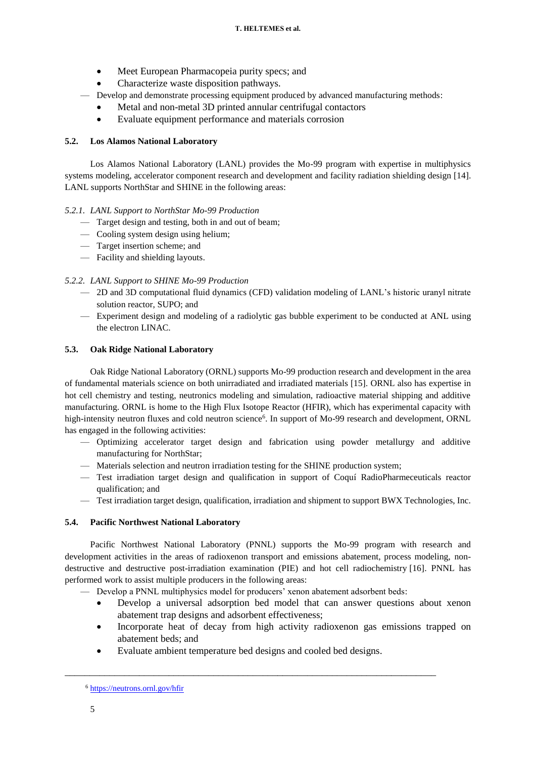- Meet European Pharmacopeia purity specs; and
    - Characterize waste disposition pathways.
- Develop and demonstrate processing equipment produced by advanced manufacturing methods:
    - Metal and non-metal 3D printed annular centrifugal contactors
    - Evaluate equipment performance and materials corrosion

### 5.2. Los Alamos National Laboratory

Los Alamos National Laboratory (LANL) provides the Mo-99 program with expertise in multiphysics systems modeling, accelerator component research and development and facility radiation shielding design [14]. LANL supports NorthStar and SHINE in the following areas:

#### *5.2.1. LANL Support to NorthStar Mo-99 Production*

- Target design and testing, both in and out of beam;
- Cooling system design using helium;
- Target insertion scheme; and
- Facility and shielding layouts.

#### *5.2.2. LANL Support to SHINE Mo-99 Production*

- 2D and 3D computational fluid dynamics (CFD) validation modeling of LANL's historic uranyl nitrate solution reactor, SUPO; and
- Experiment design and modeling of a radiolytic gas bubble experiment to be conducted at ANL using the electron LINAC.

### 5.3. Oak Ridge National Laboratory

Oak Ridge National Laboratory (ORNL) supports Mo-99 production research and development in the area of fundamental materials science on both unirradiated and irradiated materials [15]. ORNL also has expertise in hot cell chemistry and testing, neutronics modeling and simulation, radioactive material shipping and additive manufacturing. ORNL is home to the High Flux Isotope Reactor (HFIR), which has experimental capacity with high-intensity neutron fluxes and cold neutron science[6]. In support of Mo-99 research and development, ORNL has engaged in the following activities:

- Optimizing accelerator target design and fabrication using powder metallurgy and additive manufacturing for NorthStar;
- Materials selection and neutron irradiation testing for the SHINE production system;
- Test irradiation target design and qualification in support of Coquí RadioPharmeceuticals reactor qualification; and
- Test irradiation target design, qualification, irradiation and shipment to support BWX Technologies, Inc.

### 5.4. Pacific Northwest National Laboratory

Pacific Northwest National Laboratory (PNNL) supports the Mo-99 program with research and development activities in the areas of radioxenon transport and emissions abatement, process modeling, non-destructive and destructive post-irradiation examination (PIE) and hot cell radiochemistry [16]. PNNL has performed work to assist multiple producers in the following areas:

- Develop a PNNL multiphysics model for producers' xenon abatement adsorbent beds:
    - Develop a universal adsorption bed model that can answer questions about xenon abatement trap designs and adsorbent effectiveness;
    - Incorporate heat of decay from high activity radioxenon gas emissions trapped on abatement beds; and
    - Evaluate ambient temperature bed designs and cooled bed designs.

---

[6] https://neutrons.ornl.gov/hfir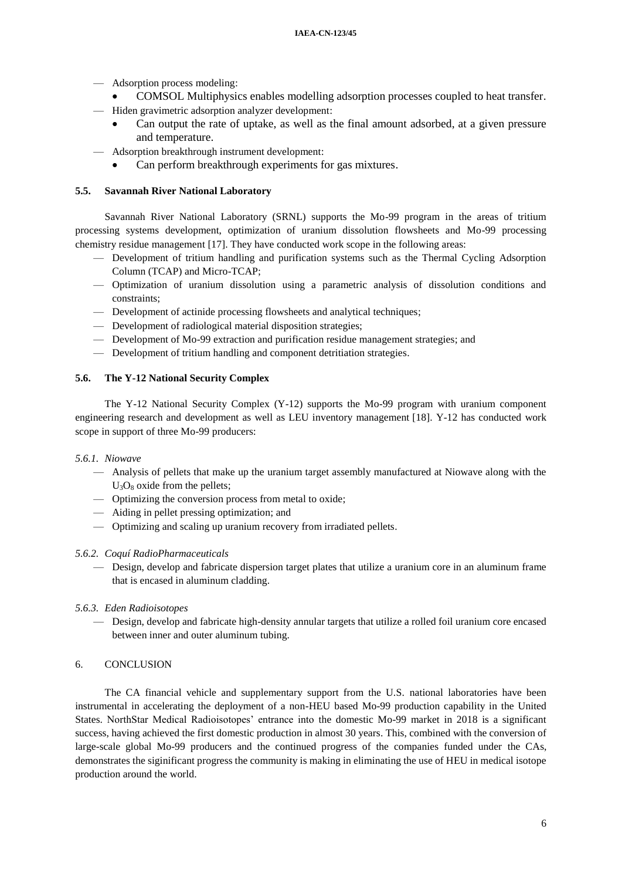- Adsorption process modeling:
  - COMSOL Multiphysics enables modelling adsorption processes coupled to heat transfer.
- Hiden gravimetric adsorption analyzer development:
  - Can output the rate of uptake, as well as the final amount adsorbed, at a given pressure and temperature.
- Adsorption breakthrough instrument development:
  - Can perform breakthrough experiments for gas mixtures.

### 5.5. Savannah River National Laboratory

Savannah River National Laboratory (SRNL) supports the Mo-99 program in the areas of tritium processing systems development, optimization of uranium dissolution flowsheets and Mo-99 processing chemistry residue management [17]. They have conducted work scope in the following areas:

- Development of tritium handling and purification systems such as the Thermal Cycling Adsorption Column (TCAP) and Micro-TCAP;
- Optimization of uranium dissolution using a parametric analysis of dissolution conditions and constraints;
- Development of actinide processing flowsheets and analytical techniques;
- Development of radiological material disposition strategies;
- Development of Mo-99 extraction and purification residue management strategies; and
- Development of tritium handling and component detritiation strategies.

### 5.6. The Y-12 National Security Complex

The Y-12 National Security Complex (Y-12) supports the Mo-99 program with uranium component engineering research and development as well as LEU inventory management [18]. Y-12 has conducted work scope in support of three Mo-99 producers:

#### *5.6.1. Niowave*

- Analysis of pellets that make up the uranium target assembly manufactured at Niowave along with the $U_3O_8$ oxide from the pellets;
- Optimizing the conversion process from metal to oxide;
- Aiding in pellet pressing optimization; and
- Optimizing and scaling up uranium recovery from irradiated pellets.

#### *5.6.2. Coquí RadioPharmaceuticals*

- Design, develop and fabricate dispersion target plates that utilize a uranium core in an aluminum frame that is encased in aluminum cladding.

#### *5.6.3. Eden Radioisotopes*

- Design, develop and fabricate high-density annular targets that utilize a rolled foil uranium core encased between inner and outer aluminum tubing.

## 6. CONCLUSION

The CA financial vehicle and supplementary support from the U.S. national laboratories have been instrumental in accelerating the deployment of a non-HEU based Mo-99 production capability in the United States. NorthStar Medical Radioisotopes' entrance into the domestic Mo-99 market in 2018 is a significant success, having achieved the first domestic production in almost 30 years. This, combined with the conversion of large-scale global Mo-99 producers and the continued progress of the companies funded under the CAs, demonstrates the siginificant progress the community is making in eliminating the use of HEU in medical isotope production around the world.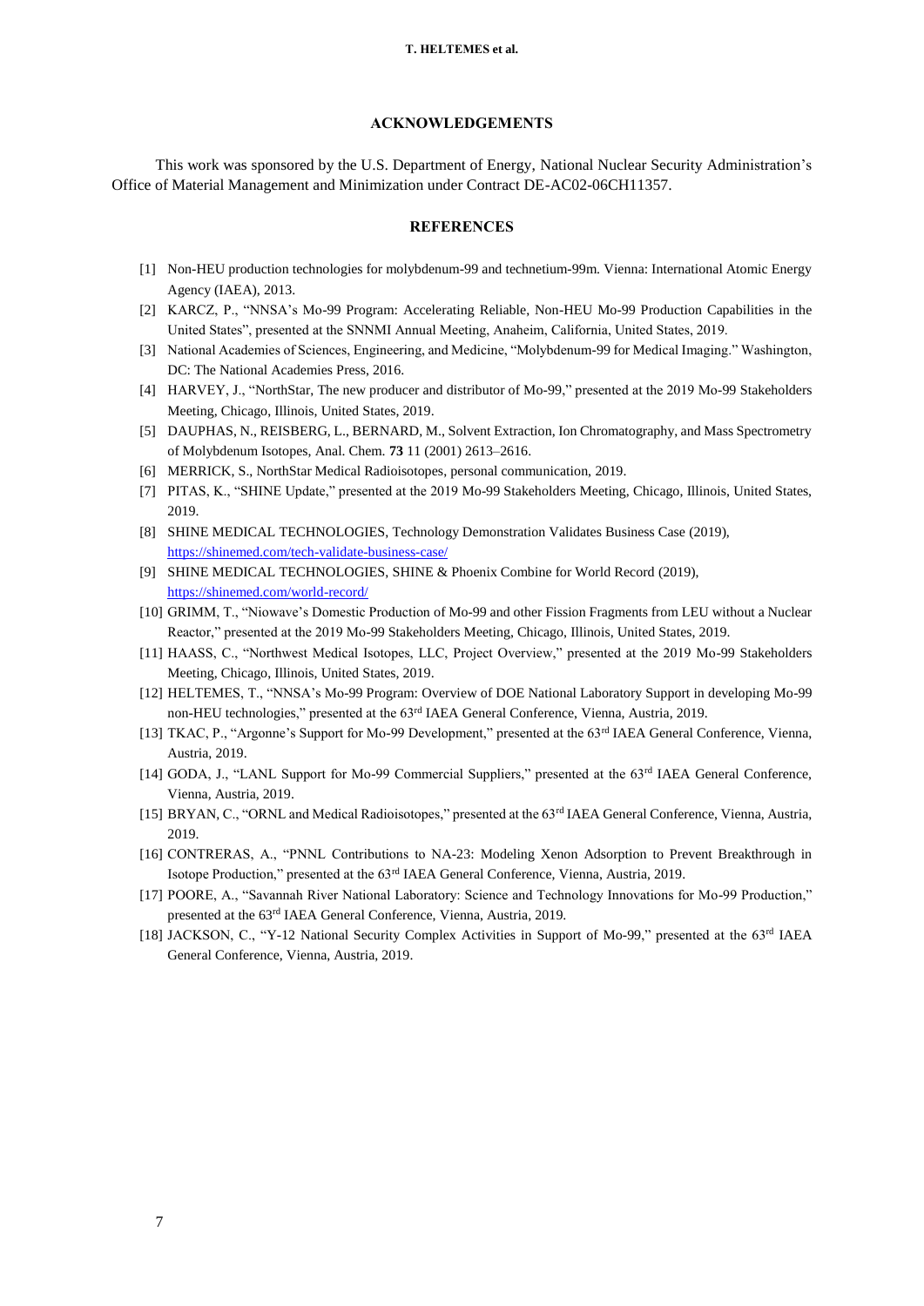## ACKNOWLEDGEMENTS

This work was sponsored by the U.S. Department of Energy, National Nuclear Security Administration's Office of Material Management and Minimization under Contract DE-AC02-06CH11357.

## REFERENCES

[1] Non-HEU production technologies for molybdenum-99 and technetium-99m. Vienna: International Atomic Energy Agency (IAEA), 2013.

[2] KARCZ, P., "NNSA's Mo-99 Program: Accelerating Reliable, Non-HEU Mo-99 Production Capabilities in the United States", presented at the SNNMI Annual Meeting, Anaheim, California, United States, 2019.

[3] National Academies of Sciences, Engineering, and Medicine, "Molybdenum-99 for Medical Imaging." Washington, DC: The National Academies Press, 2016.

[4] HARVEY, J., "NorthStar, The new producer and distributor of Mo-99," presented at the 2019 Mo-99 Stakeholders Meeting, Chicago, Illinois, United States, 2019.

[5] DAUPHAS, N., REISBERG, L., BERNARD, M., Solvent Extraction, Ion Chromatography, and Mass Spectrometry of Molybdenum Isotopes, Anal. Chem. **73** 11 (2001) 2613–2616.

[6] MERRICK, S., NorthStar Medical Radioisotopes, personal communication, 2019.

[7] PITAS, K., "SHINE Update," presented at the 2019 Mo-99 Stakeholders Meeting, Chicago, Illinois, United States, 2019.

[8] SHINE MEDICAL TECHNOLOGIES, Technology Demonstration Validates Business Case (2019), https://shinemed.com/tech-validate-business-case/

[9] SHINE MEDICAL TECHNOLOGIES, SHINE & Phoenix Combine for World Record (2019), https://shinemed.com/world-record/

[10] GRIMM, T., "Niowave's Domestic Production of Mo-99 and other Fission Fragments from LEU without a Nuclear Reactor," presented at the 2019 Mo-99 Stakeholders Meeting, Chicago, Illinois, United States, 2019.

[11] HAASS, C., "Northwest Medical Isotopes, LLC, Project Overview," presented at the 2019 Mo-99 Stakeholders Meeting, Chicago, Illinois, United States, 2019.

[12] HELTEMES, T., "NNSA's Mo-99 Program: Overview of DOE National Laboratory Support in developing Mo-99 non-HEU technologies," presented at the 63rd IAEA General Conference, Vienna, Austria, 2019.

[13] TKAC, P., "Argonne's Support for Mo-99 Development," presented at the 63rd IAEA General Conference, Vienna, Austria, 2019.

[14] GODA, J., "LANL Support for Mo-99 Commercial Suppliers," presented at the 63rd IAEA General Conference, Vienna, Austria, 2019.

[15] BRYAN, C., "ORNL and Medical Radioisotopes," presented at the 63rd IAEA General Conference, Vienna, Austria, 2019.

[16] CONTRERAS, A., "PNNL Contributions to NA-23: Modeling Xenon Adsorption to Prevent Breakthrough in Isotope Production," presented at the 63rd IAEA General Conference, Vienna, Austria, 2019.

[17] POORE, A., "Savannah River National Laboratory: Science and Technology Innovations for Mo-99 Production," presented at the 63rd IAEA General Conference, Vienna, Austria, 2019.

[18] JACKSON, C., "Y-12 National Security Complex Activities in Support of Mo-99," presented at the 63rd IAEA General Conference, Vienna, Austria, 2019.